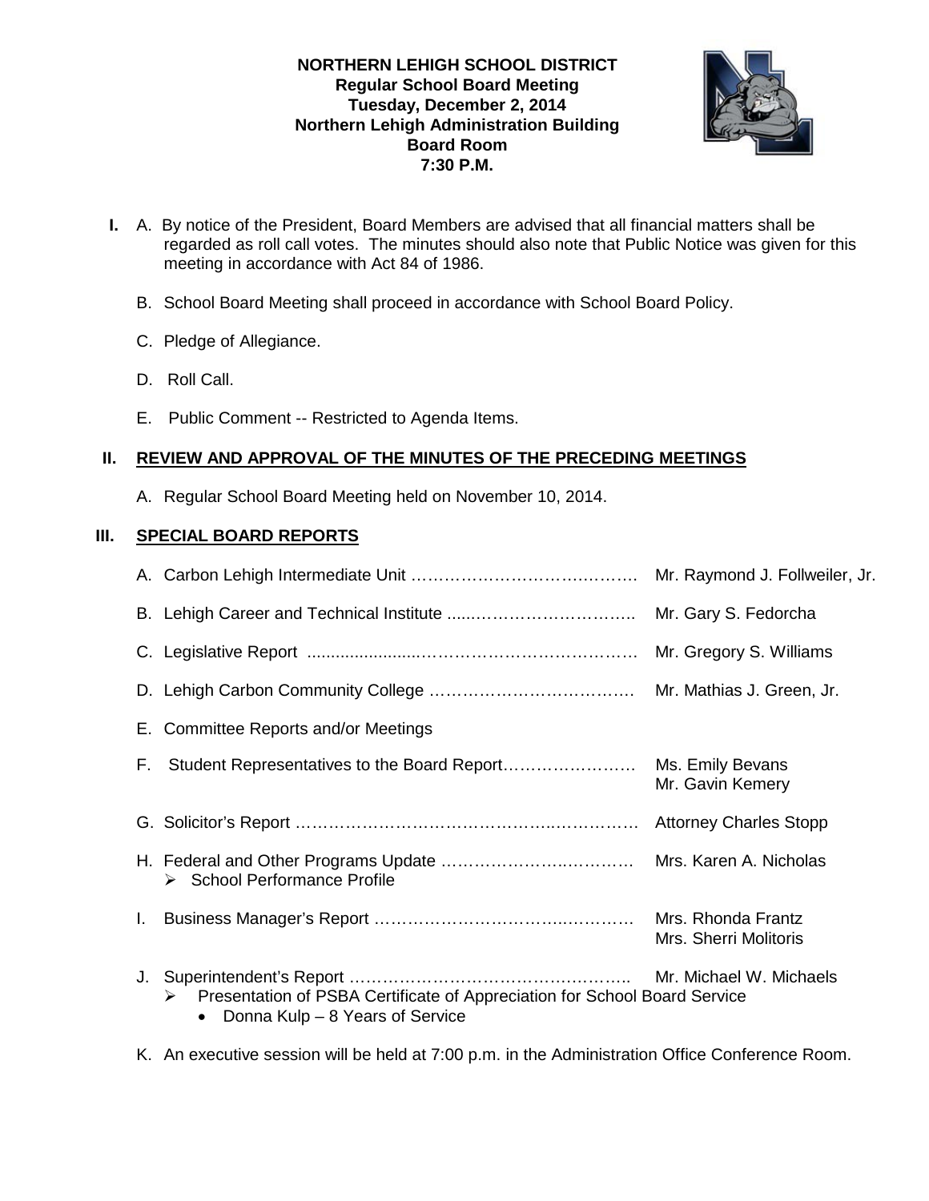**NORTHERN LEHIGH SCHOOL DISTRICT**
**Regular School Board Meeting**
**Tuesday, December 2, 2014**
**Northern Lehigh Administration Building**
**Board Room**
**7:30 P.M.**

**I.** A. By notice of the President, Board Members are advised that all financial matters shall be regarded as roll call votes. The minutes should also note that Public Notice was given for this meeting in accordance with Act 84 of 1986.

B. School Board Meeting shall proceed in accordance with School Board Policy.

C. Pledge of Allegiance.

D. Roll Call.

E. Public Comment -- Restricted to Agenda Items.

## II. REVIEW AND APPROVAL OF THE MINUTES OF THE PRECEDING MEETINGS

A. Regular School Board Meeting held on November 10, 2014.

## III. SPECIAL BOARD REPORTS

A. Carbon Lehigh Intermediate Unit …………………………………. Mr. Raymond J. Follweiler, Jr.

B. Lehigh Career and Technical Institute ......……………………….. Mr. Gary S. Fedorcha

C. Legislative Report ......................………………………………… Mr. Gregory S. Williams

D. Lehigh Carbon Community College ……………………………… Mr. Mathias J. Green, Jr.

E. Committee Reports and/or Meetings

F. Student Representatives to the Board Report…………………… Ms. Emily Bevans
Mr. Gavin Kemery

G. Solicitor's Report ……………………………………….…………… Attorney Charles Stopp

H. Federal and Other Programs Update ………………….………… Mrs. Karen A. Nicholas
- School Performance Profile

I. Business Manager's Report ……………………………..………… Mrs. Rhonda Frantz
Mrs. Sherri Molitoris

J. Superintendent's Report ………………………………………….. Mr. Michael W. Michaels
- Presentation of PSBA Certificate of Appreciation for School Board Service
  - Donna Kulp – 8 Years of Service

K. An executive session will be held at 7:00 p.m. in the Administration Office Conference Room.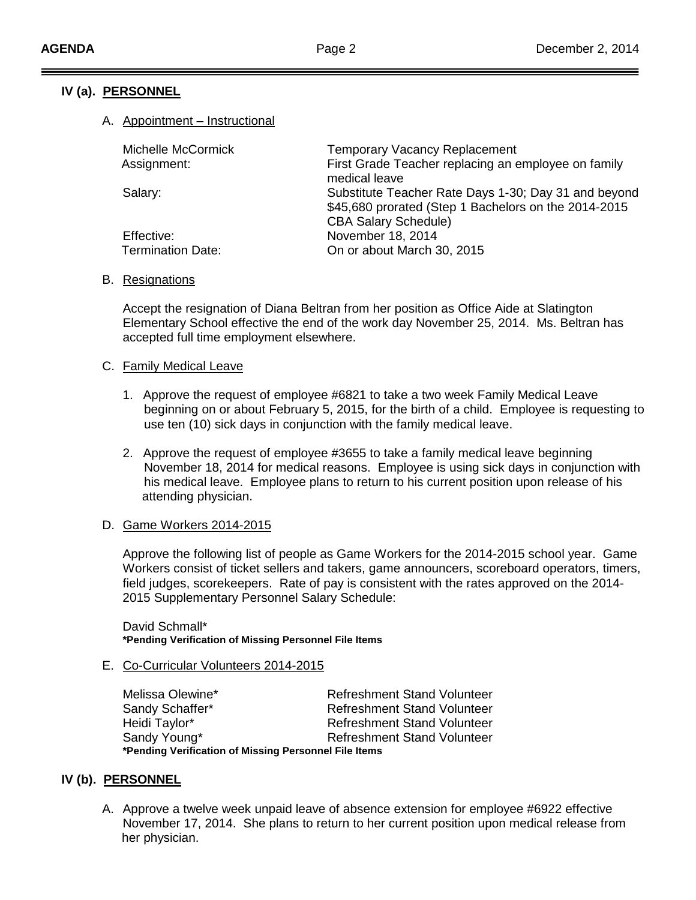## IV (a). PERSONNEL

A. Appointment – Instructional

| | |
|---|---|
| Michelle McCormick | Temporary Vacancy Replacement |
| Assignment: | First Grade Teacher replacing an employee on family medical leave |
| Salary: | Substitute Teacher Rate Days 1-30; Day 31 and beyond $45,680 prorated (Step 1 Bachelors on the 2014-2015 CBA Salary Schedule) |
| Effective: | November 18, 2014 |
| Termination Date: | On or about March 30, 2015 |

B. Resignations

Accept the resignation of Diana Beltran from her position as Office Aide at Slatington Elementary School effective the end of the work day November 25, 2014. Ms. Beltran has accepted full time employment elsewhere.

C. Family Medical Leave

1. Approve the request of employee #6821 to take a two week Family Medical Leave beginning on or about February 5, 2015, for the birth of a child. Employee is requesting to use ten (10) sick days in conjunction with the family medical leave.
2. Approve the request of employee #3655 to take a family medical leave beginning November 18, 2014 for medical reasons. Employee is using sick days in conjunction with his medical leave. Employee plans to return to his current position upon release of his attending physician.

D. Game Workers 2014-2015

Approve the following list of people as Game Workers for the 2014-2015 school year. Game Workers consist of ticket sellers and takers, game announcers, scoreboard operators, timers, field judges, scorekeepers. Rate of pay is consistent with the rates approved on the 2014-2015 Supplementary Personnel Salary Schedule:

David Schmall*
**\*Pending Verification of Missing Personnel File Items**

E. Co-Curricular Volunteers 2014-2015

| | |
|---|---|
| Melissa Olewine* | Refreshment Stand Volunteer |
| Sandy Schaffer* | Refreshment Stand Volunteer |
| Heidi Taylor* | Refreshment Stand Volunteer |
| Sandy Young* | Refreshment Stand Volunteer |

**\*Pending Verification of Missing Personnel File Items**

## IV (b). PERSONNEL

A. Approve a twelve week unpaid leave of absence extension for employee #6922 effective November 17, 2014. She plans to return to her current position upon medical release from her physician.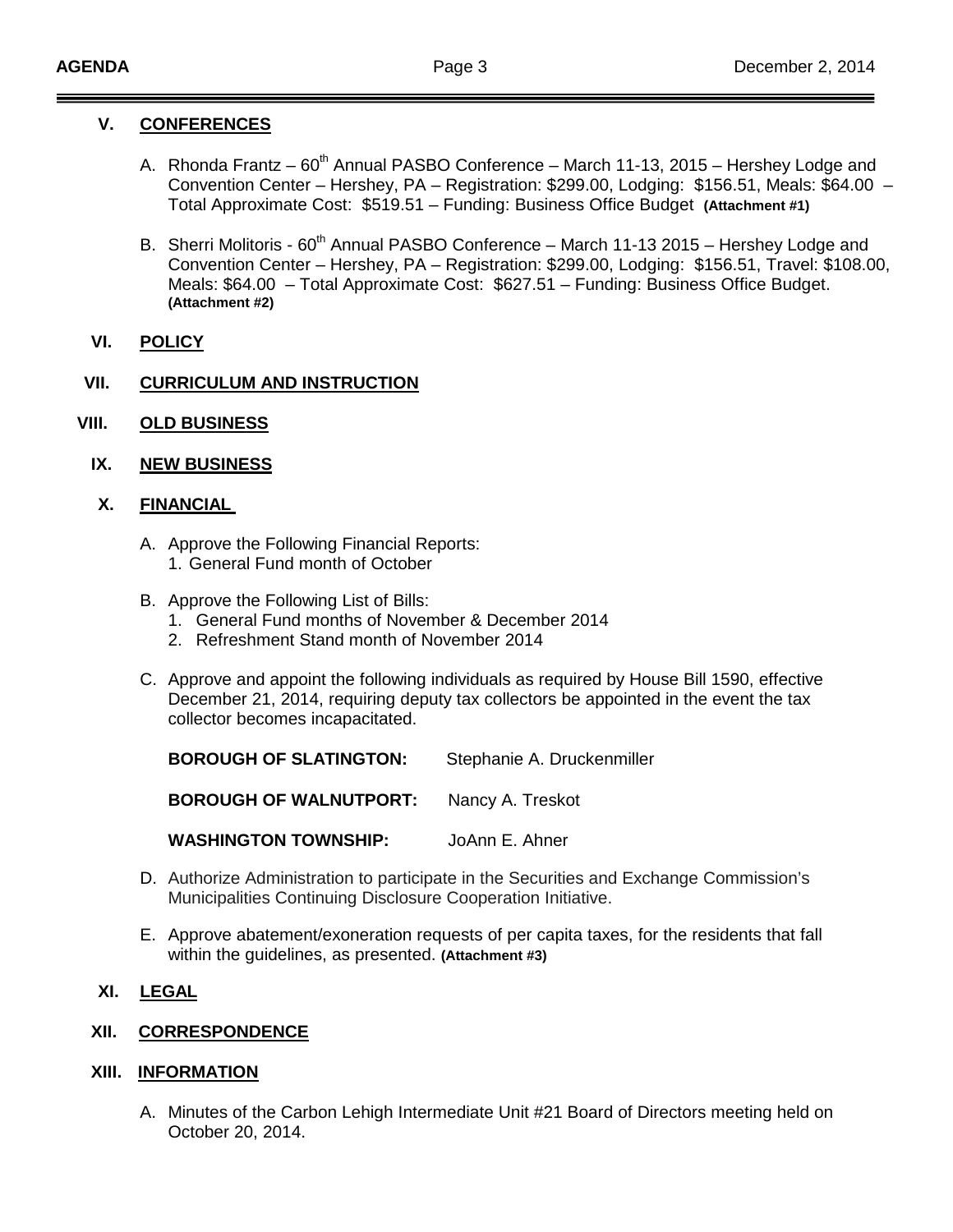## V. CONFERENCES

A. Rhonda Frantz – 60th Annual PASBO Conference – March 11-13, 2015 – Hershey Lodge and Convention Center – Hershey, PA – Registration: $299.00, Lodging: $156.51, Meals: $64.00 – Total Approximate Cost: $519.51 – Funding: Business Office Budget **(Attachment #1)**

B. Sherri Molitoris - 60th Annual PASBO Conference – March 11-13 2015 – Hershey Lodge and Convention Center – Hershey, PA – Registration: $299.00, Lodging: $156.51, Travel: $108.00, Meals: $64.00 – Total Approximate Cost: $627.51 – Funding: Business Office Budget. **(Attachment #2)**

## VI. POLICY

## VII. CURRICULUM AND INSTRUCTION

## VIII. OLD BUSINESS

## IX. NEW BUSINESS

## X. FINANCIAL

A. Approve the Following Financial Reports:
   1. General Fund month of October

B. Approve the Following List of Bills:
   1. General Fund months of November & December 2014
   2. Refreshment Stand month of November 2014

C. Approve and appoint the following individuals as required by House Bill 1590, effective December 21, 2014, requiring deputy tax collectors be appointed in the event the tax collector becomes incapacitated.

   **BOROUGH OF SLATINGTON:** Stephanie A. Druckenmiller

   **BOROUGH OF WALNUTPORT:** Nancy A. Treskot

   **WASHINGTON TOWNSHIP:** JoAnn E. Ahner

D. Authorize Administration to participate in the Securities and Exchange Commission's Municipalities Continuing Disclosure Cooperation Initiative.

E. Approve abatement/exoneration requests of per capita taxes, for the residents that fall within the guidelines, as presented. **(Attachment #3)**

## XI. LEGAL

## XII. CORRESPONDENCE

## XIII. INFORMATION

A. Minutes of the Carbon Lehigh Intermediate Unit #21 Board of Directors meeting held on October 20, 2014.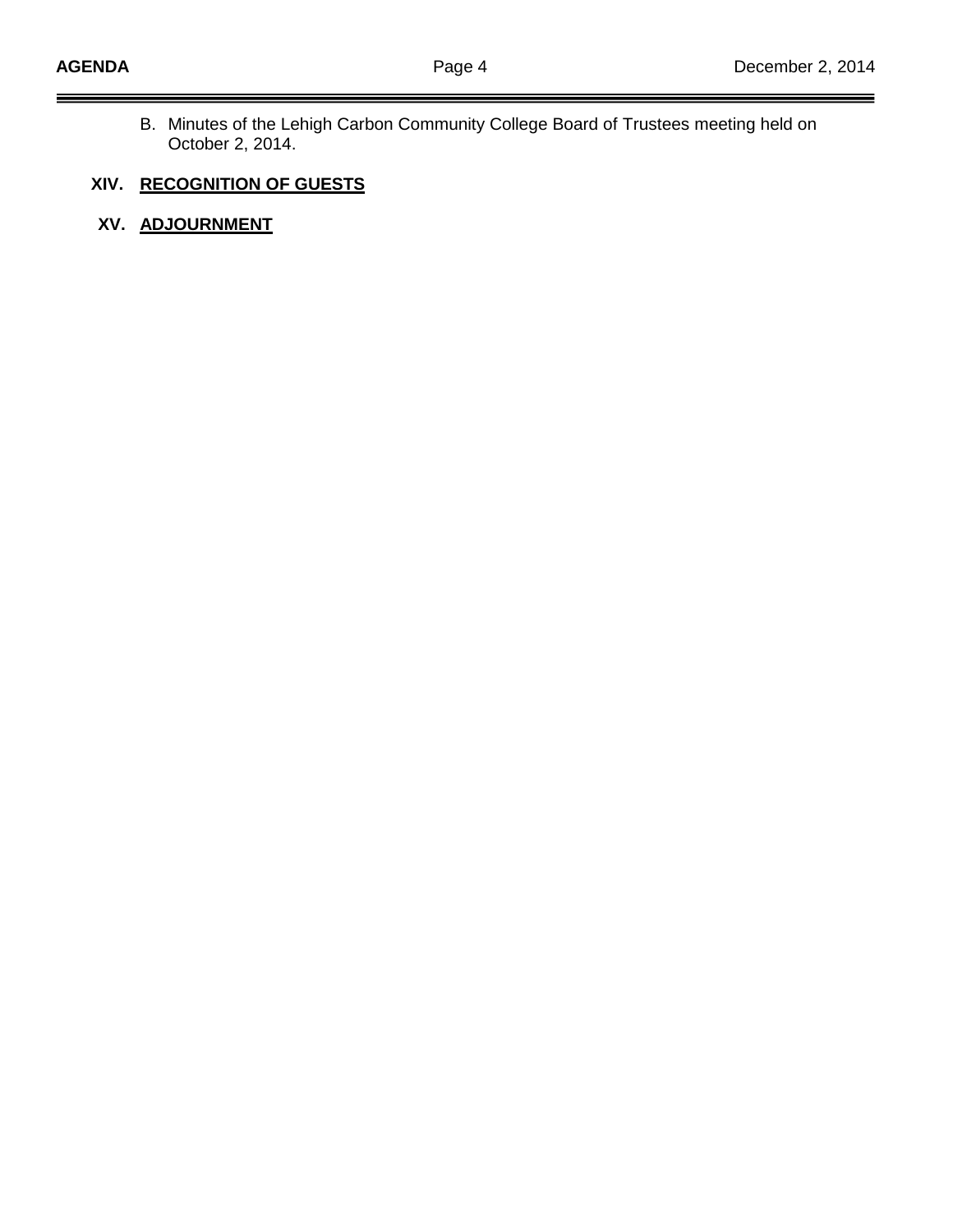B. Minutes of the Lehigh Carbon Community College Board of Trustees meeting held on October 2, 2014.

**XIV. RECOGNITION OF GUESTS**

**XV. ADJOURNMENT**